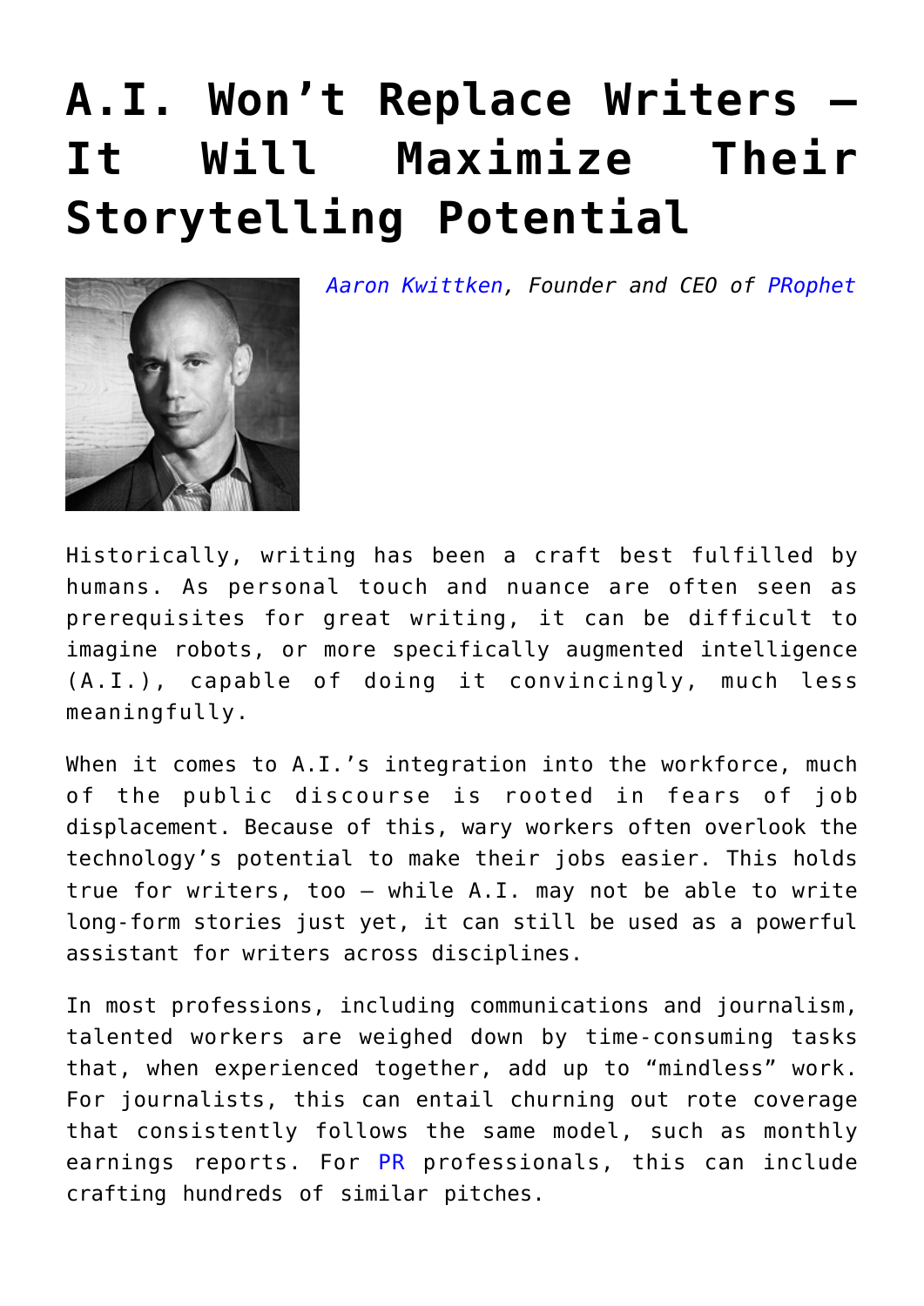# A.I. Won't Replace Writers – It Will Maximize Their Storytelling Potential

*Aaron Kwittken, Founder and CEO of PRophet*

Historically, writing has been a craft best fulfilled by humans. As personal touch and nuance are often seen as prerequisites for great writing, it can be difficult to imagine robots, or more specifically augmented intelligence (A.I.), capable of doing it convincingly, much less meaningfully.

When it comes to A.I.'s integration into the workforce, much of the public discourse is rooted in fears of job displacement. Because of this, wary workers often overlook the technology's potential to make their jobs easier. This holds true for writers, too – while A.I. may not be able to write long-form stories just yet, it can still be used as a powerful assistant for writers across disciplines.

In most professions, including communications and journalism, talented workers are weighed down by time-consuming tasks that, when experienced together, add up to "mindless" work. For journalists, this can entail churning out rote coverage that consistently follows the same model, such as monthly earnings reports. For PR professionals, this can include crafting hundreds of similar pitches.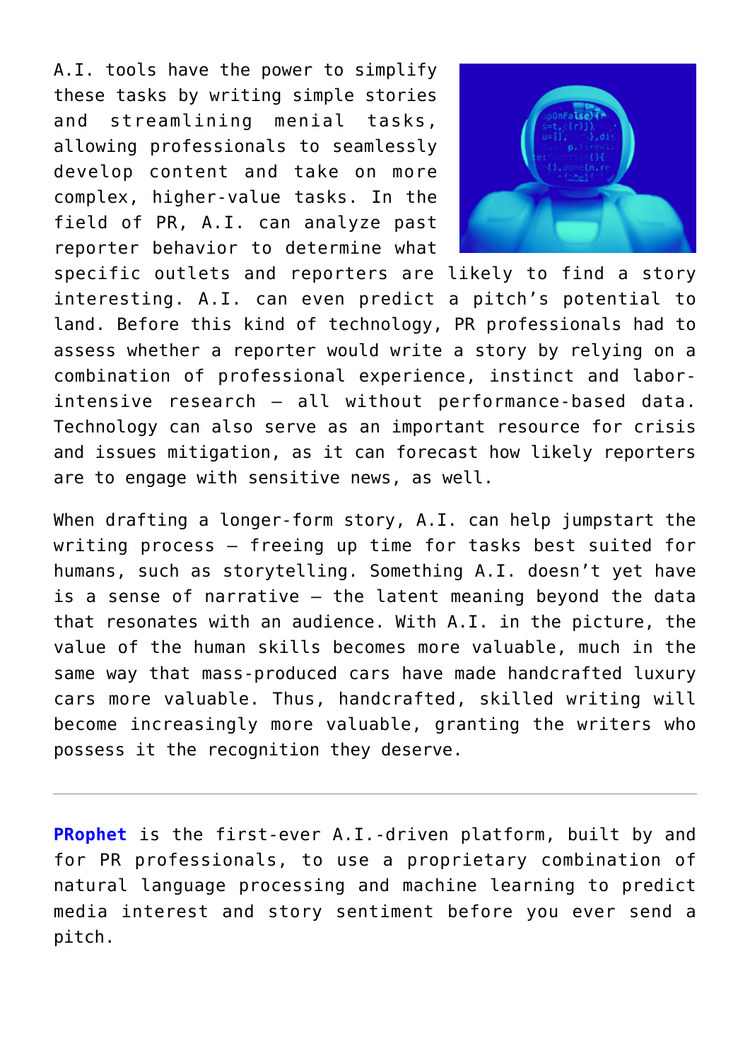A.I. tools have the power to simplify these tasks by writing simple stories and streamlining menial tasks, allowing professionals to seamlessly develop content and take on more complex, higher-value tasks. In the field of PR, A.I. can analyze past reporter behavior to determine what specific outlets and reporters are likely to find a story interesting. A.I. can even predict a pitch's potential to land. Before this kind of technology, PR professionals had to assess whether a reporter would write a story by relying on a combination of professional experience, instinct and labor-intensive research – all without performance-based data. Technology can also serve as an important resource for crisis and issues mitigation, as it can forecast how likely reporters are to engage with sensitive news, as well.

When drafting a longer-form story, A.I. can help jumpstart the writing process – freeing up time for tasks best suited for humans, such as storytelling. Something A.I. doesn't yet have is a sense of narrative – the latent meaning beyond the data that resonates with an audience. With A.I. in the picture, the value of the human skills becomes more valuable, much in the same way that mass-produced cars have made handcrafted luxury cars more valuable. Thus, handcrafted, skilled writing will become increasingly more valuable, granting the writers who possess it the recognition they deserve.

---

**PRophet** is the first-ever A.I.-driven platform, built by and for PR professionals, to use a proprietary combination of natural language processing and machine learning to predict media interest and story sentiment before you ever send a pitch.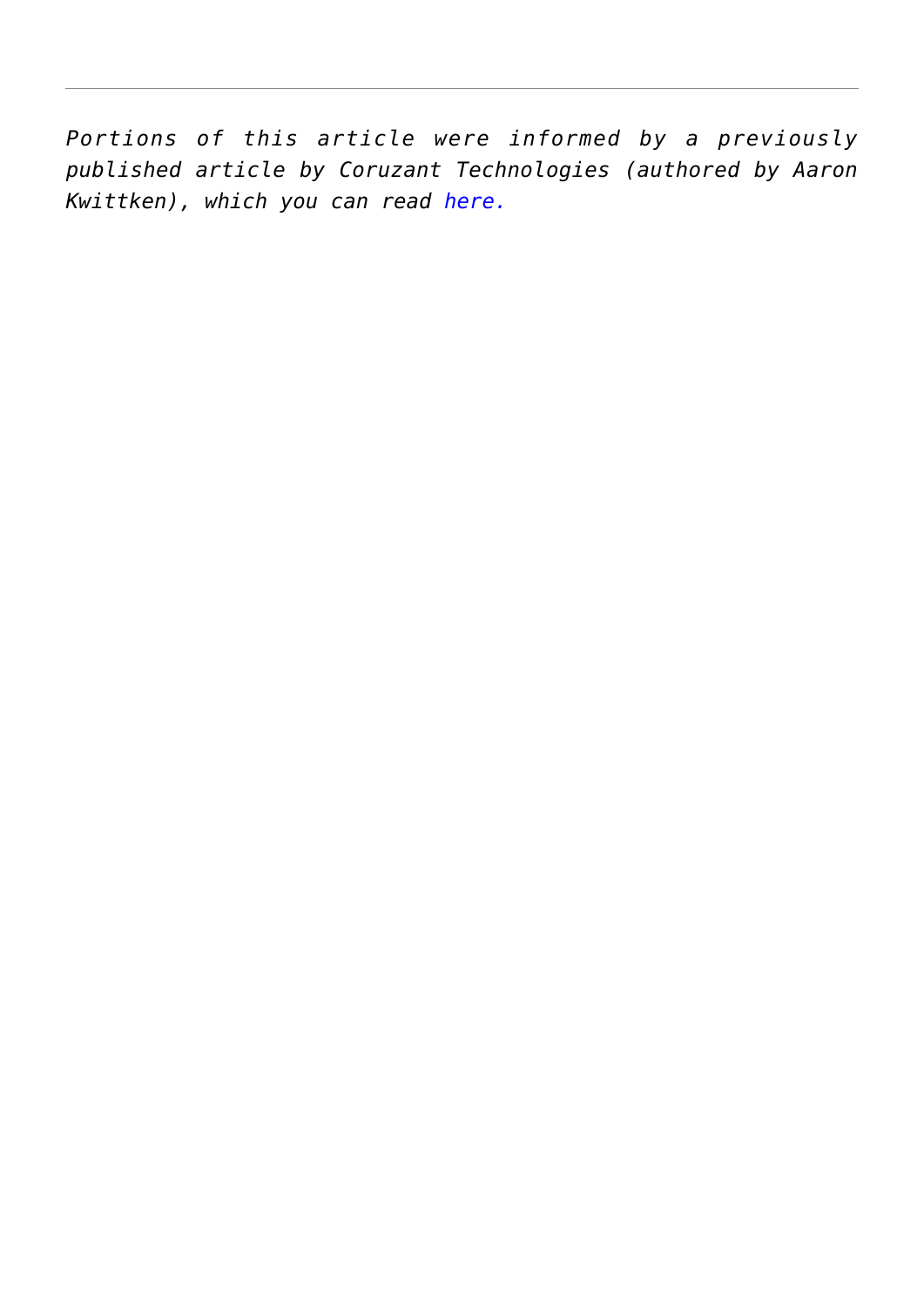---

*Portions of this article were informed by a previously published article by Coruzant Technologies (authored by Aaron Kwittken), which you can read here.*